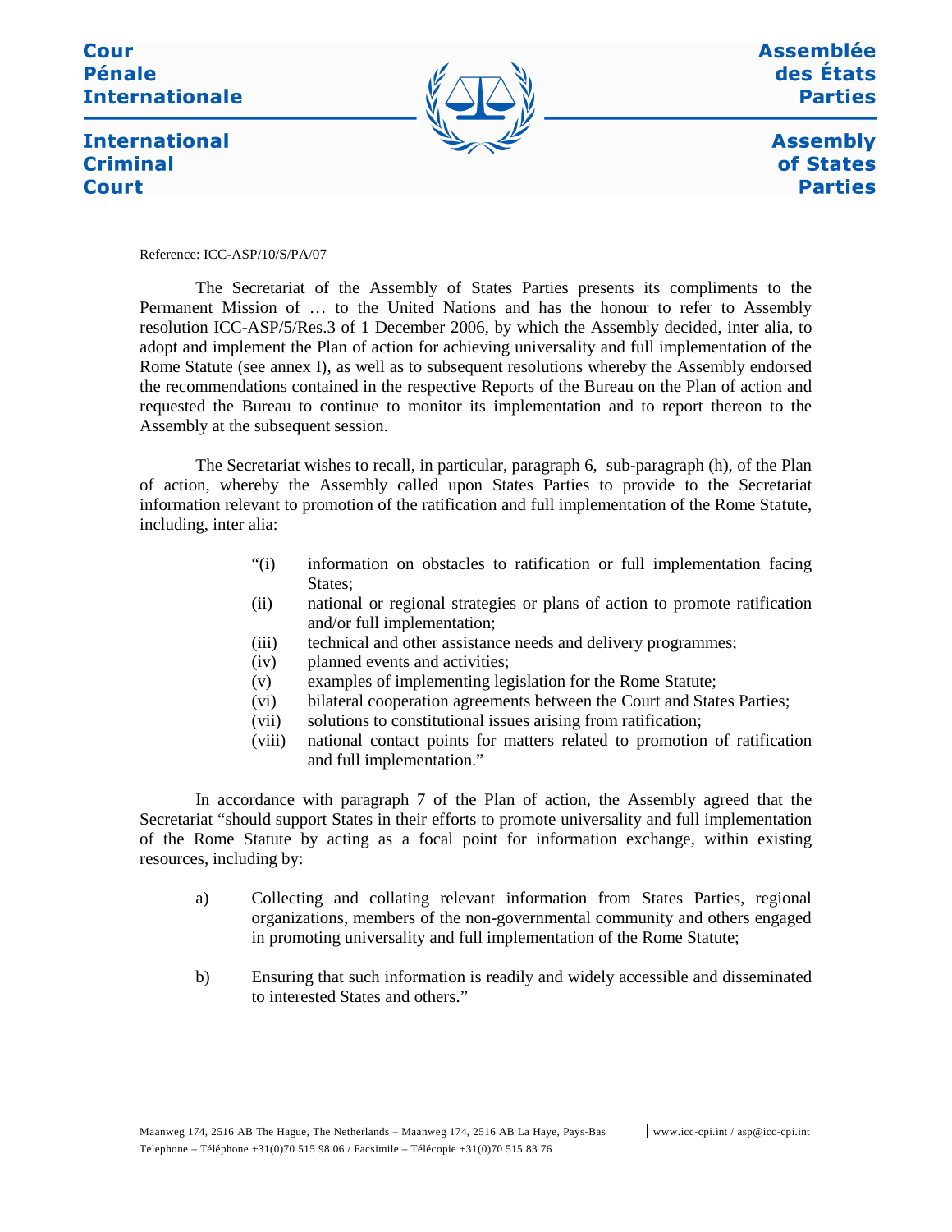Cour Pénale Internationale

International Criminal Court

Assemblée des États Parties

Assembly of States Parties

Reference: ICC-ASP/10/S/PA/07

The Secretariat of the Assembly of States Parties presents its compliments to the Permanent Mission of … to the United Nations and has the honour to refer to Assembly resolution ICC-ASP/5/Res.3 of 1 December 2006, by which the Assembly decided, inter alia, to adopt and implement the Plan of action for achieving universality and full implementation of the Rome Statute (see annex I), as well as to subsequent resolutions whereby the Assembly endorsed the recommendations contained in the respective Reports of the Bureau on the Plan of action and requested the Bureau to continue to monitor its implementation and to report thereon to the Assembly at the subsequent session.

The Secretariat wishes to recall, in particular, paragraph 6, sub-paragraph (h), of the Plan of action, whereby the Assembly called upon States Parties to provide to the Secretariat information relevant to promotion of the ratification and full implementation of the Rome Statute, including, inter alia:

> "(i) information on obstacles to ratification or full implementation facing States;
> (ii) national or regional strategies or plans of action to promote ratification and/or full implementation;
> (iii) technical and other assistance needs and delivery programmes;
> (iv) planned events and activities;
> (v) examples of implementing legislation for the Rome Statute;
> (vi) bilateral cooperation agreements between the Court and States Parties;
> (vii) solutions to constitutional issues arising from ratification;
> (viii) national contact points for matters related to promotion of ratification and full implementation."

In accordance with paragraph 7 of the Plan of action, the Assembly agreed that the Secretariat "should support States in their efforts to promote universality and full implementation of the Rome Statute by acting as a focal point for information exchange, within existing resources, including by:

> a) Collecting and collating relevant information from States Parties, regional organizations, members of the non-governmental community and others engaged in promoting universality and full implementation of the Rome Statute;
>
> b) Ensuring that such information is readily and widely accessible and disseminated to interested States and others."

Maanweg 174, 2516 AB The Hague, The Netherlands – Maanweg 174, 2516 AB La Haye, Pays-Bas | www.icc-cpi.int / asp@icc-cpi.int
Telephone – Téléphone +31(0)70 515 98 06 / Facsimile – Télécopie +31(0)70 515 83 76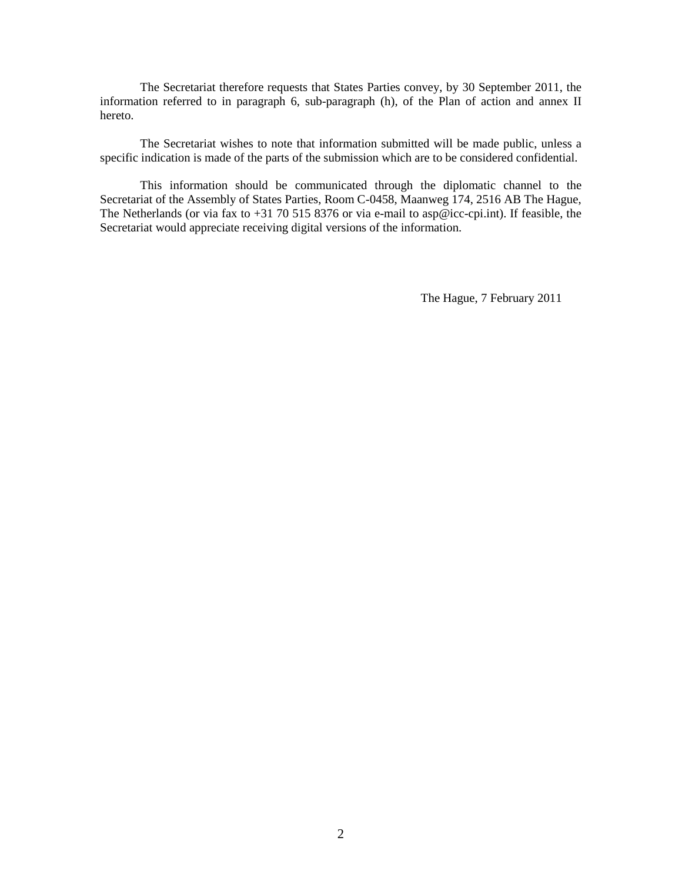The Secretariat therefore requests that States Parties convey, by 30 September 2011, the information referred to in paragraph 6, sub-paragraph (h), of the Plan of action and annex II hereto.

The Secretariat wishes to note that information submitted will be made public, unless a specific indication is made of the parts of the submission which are to be considered confidential.

This information should be communicated through the diplomatic channel to the Secretariat of the Assembly of States Parties, Room C-0458, Maanweg 174, 2516 AB The Hague, The Netherlands (or via fax to +31 70 515 8376 or via e-mail to asp@icc-cpi.int). If feasible, the Secretariat would appreciate receiving digital versions of the information.

The Hague, 7 February 2011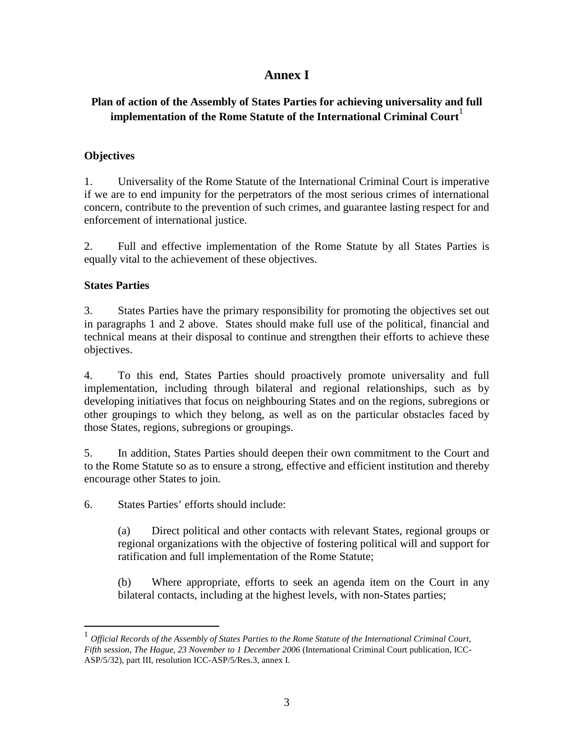# Annex I

## Plan of action of the Assembly of States Parties for achieving universality and full implementation of the Rome Statute of the International Criminal Court[1]

### Objectives

1. Universality of the Rome Statute of the International Criminal Court is imperative if we are to end impunity for the perpetrators of the most serious crimes of international concern, contribute to the prevention of such crimes, and guarantee lasting respect for and enforcement of international justice.

2. Full and effective implementation of the Rome Statute by all States Parties is equally vital to the achievement of these objectives.

### States Parties

3. States Parties have the primary responsibility for promoting the objectives set out in paragraphs 1 and 2 above. States should make full use of the political, financial and technical means at their disposal to continue and strengthen their efforts to achieve these objectives.

4. To this end, States Parties should proactively promote universality and full implementation, including through bilateral and regional relationships, such as by developing initiatives that focus on neighbouring States and on the regions, subregions or other groupings to which they belong, as well as on the particular obstacles faced by those States, regions, subregions or groupings.

5. In addition, States Parties should deepen their own commitment to the Court and to the Rome Statute so as to ensure a strong, effective and efficient institution and thereby encourage other States to join.

6. States Parties' efforts should include:

   (a) Direct political and other contacts with relevant States, regional groups or regional organizations with the objective of fostering political will and support for ratification and full implementation of the Rome Statute;

   (b) Where appropriate, efforts to seek an agenda item on the Court in any bilateral contacts, including at the highest levels, with non-States parties;

---

[1] *Official Records of the Assembly of States Parties to the Rome Statute of the International Criminal Court, Fifth session, The Hague, 23 November to 1 December 2006* (International Criminal Court publication, ICC-ASP/5/32), part III, resolution ICC-ASP/5/Res.3, annex I.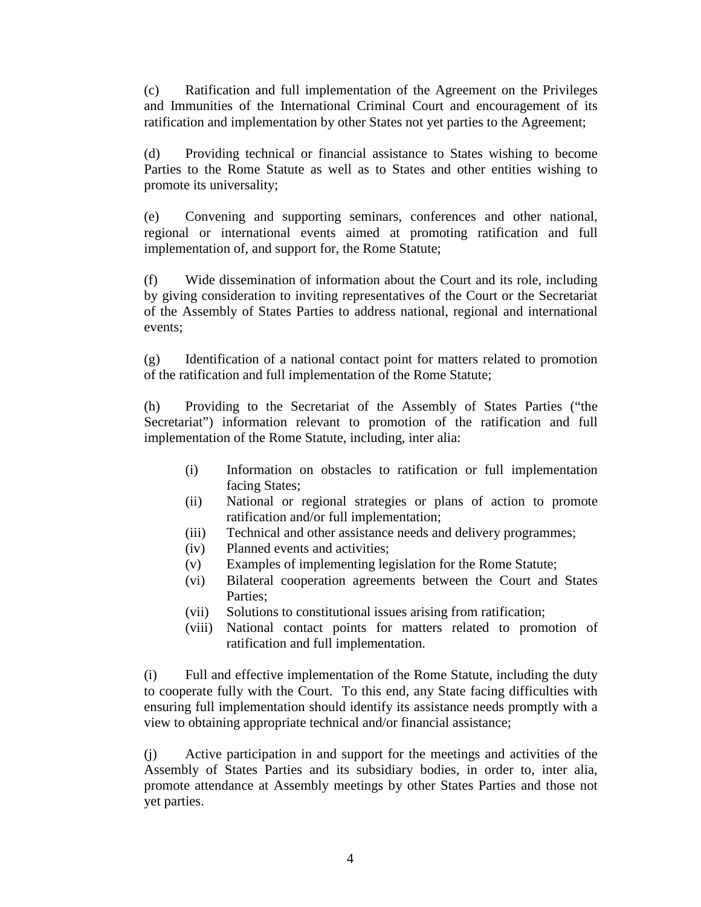(c) Ratification and full implementation of the Agreement on the Privileges and Immunities of the International Criminal Court and encouragement of its ratification and implementation by other States not yet parties to the Agreement;

(d) Providing technical or financial assistance to States wishing to become Parties to the Rome Statute as well as to States and other entities wishing to promote its universality;

(e) Convening and supporting seminars, conferences and other national, regional or international events aimed at promoting ratification and full implementation of, and support for, the Rome Statute;

(f) Wide dissemination of information about the Court and its role, including by giving consideration to inviting representatives of the Court or the Secretariat of the Assembly of States Parties to address national, regional and international events;

(g) Identification of a national contact point for matters related to promotion of the ratification and full implementation of the Rome Statute;

(h) Providing to the Secretariat of the Assembly of States Parties ("the Secretariat") information relevant to promotion of the ratification and full implementation of the Rome Statute, including, inter alia:

- (i) Information on obstacles to ratification or full implementation facing States;
- (ii) National or regional strategies or plans of action to promote ratification and/or full implementation;
- (iii) Technical and other assistance needs and delivery programmes;
- (iv) Planned events and activities;
- (v) Examples of implementing legislation for the Rome Statute;
- (vi) Bilateral cooperation agreements between the Court and States Parties;
- (vii) Solutions to constitutional issues arising from ratification;
- (viii) National contact points for matters related to promotion of ratification and full implementation.

(i) Full and effective implementation of the Rome Statute, including the duty to cooperate fully with the Court. To this end, any State facing difficulties with ensuring full implementation should identify its assistance needs promptly with a view to obtaining appropriate technical and/or financial assistance;

(j) Active participation in and support for the meetings and activities of the Assembly of States Parties and its subsidiary bodies, in order to, inter alia, promote attendance at Assembly meetings by other States Parties and those not yet parties.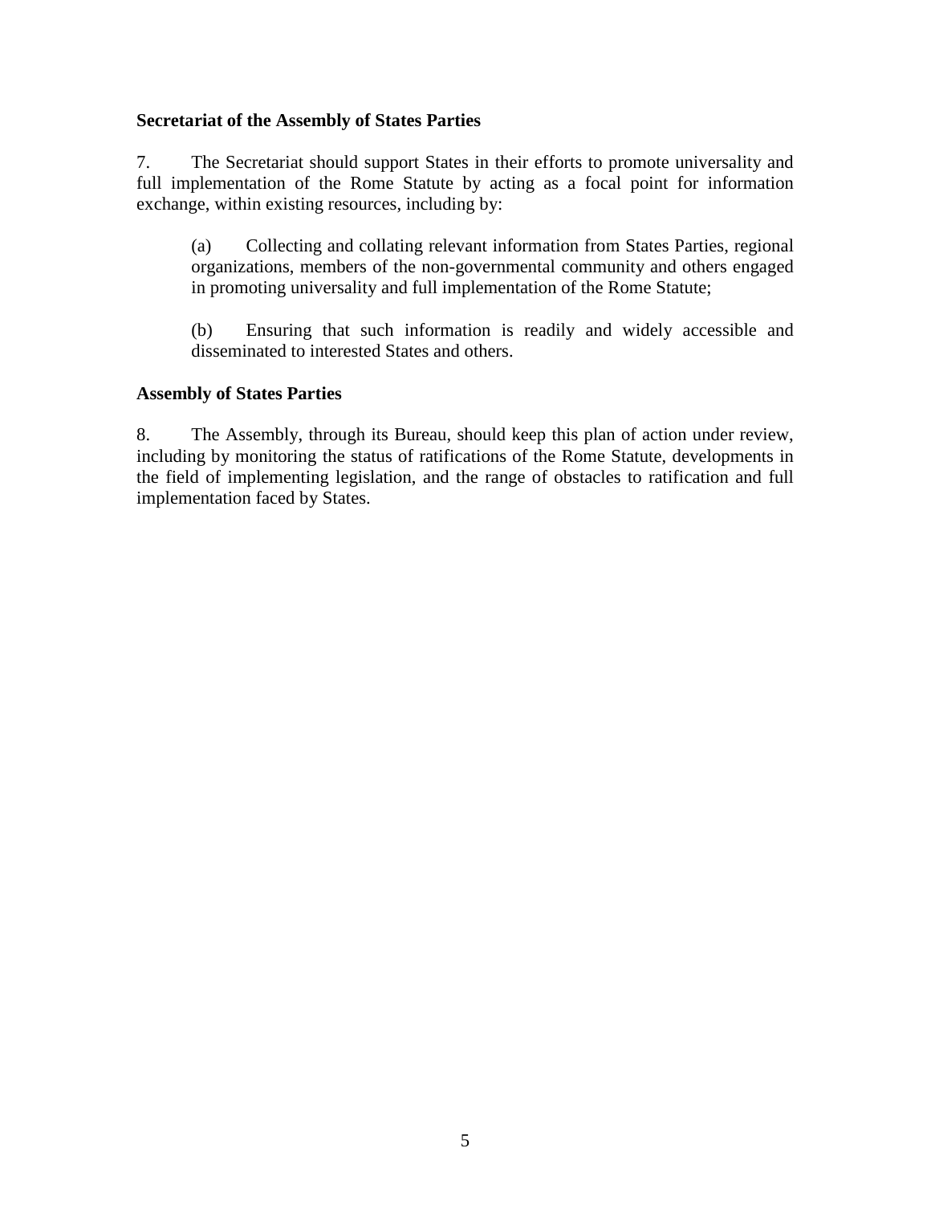**Secretariat of the Assembly of States Parties**

7. The Secretariat should support States in their efforts to promote universality and full implementation of the Rome Statute by acting as a focal point for information exchange, within existing resources, including by:

(a) Collecting and collating relevant information from States Parties, regional organizations, members of the non-governmental community and others engaged in promoting universality and full implementation of the Rome Statute;

(b) Ensuring that such information is readily and widely accessible and disseminated to interested States and others.

**Assembly of States Parties**

8. The Assembly, through its Bureau, should keep this plan of action under review, including by monitoring the status of ratifications of the Rome Statute, developments in the field of implementing legislation, and the range of obstacles to ratification and full implementation faced by States.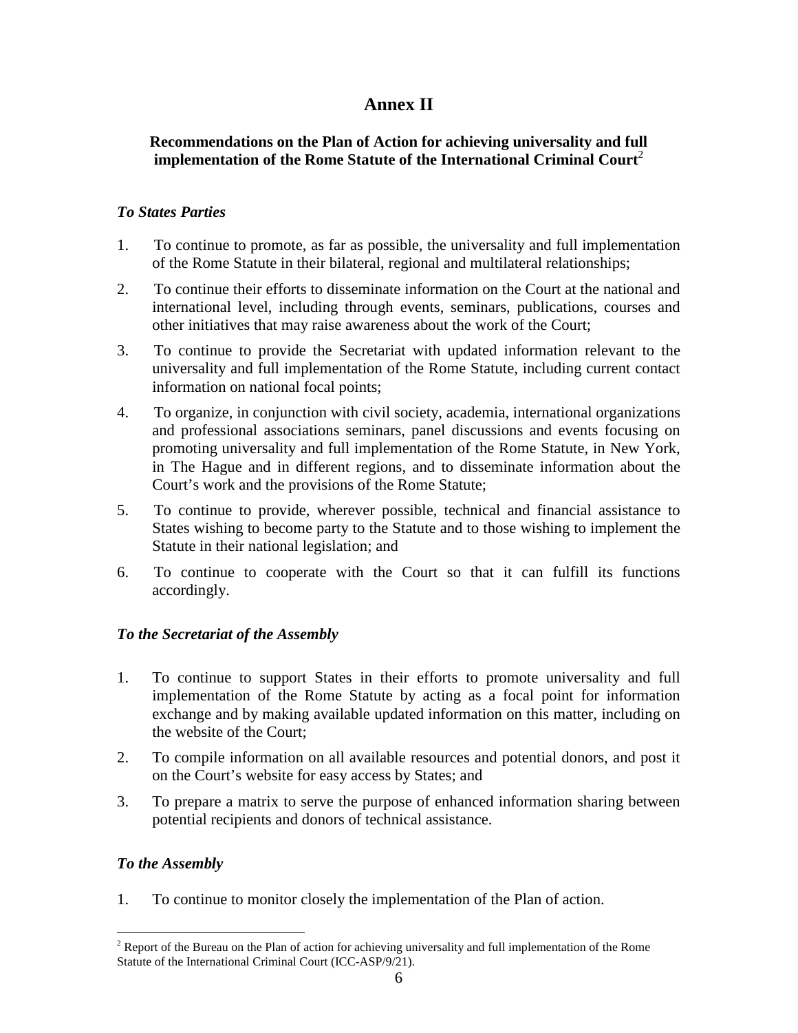# Annex II

## Recommendations on the Plan of Action for achieving universality and full implementation of the Rome Statute of the International Criminal Court[2]

### *To States Parties*

1. To continue to promote, as far as possible, the universality and full implementation of the Rome Statute in their bilateral, regional and multilateral relationships;

2. To continue their efforts to disseminate information on the Court at the national and international level, including through events, seminars, publications, courses and other initiatives that may raise awareness about the work of the Court;

3. To continue to provide the Secretariat with updated information relevant to the universality and full implementation of the Rome Statute, including current contact information on national focal points;

4. To organize, in conjunction with civil society, academia, international organizations and professional associations seminars, panel discussions and events focusing on promoting universality and full implementation of the Rome Statute, in New York, in The Hague and in different regions, and to disseminate information about the Court's work and the provisions of the Rome Statute;

5. To continue to provide, wherever possible, technical and financial assistance to States wishing to become party to the Statute and to those wishing to implement the Statute in their national legislation; and

6. To continue to cooperate with the Court so that it can fulfill its functions accordingly.

### *To the Secretariat of the Assembly*

1. To continue to support States in their efforts to promote universality and full implementation of the Rome Statute by acting as a focal point for information exchange and by making available updated information on this matter, including on the website of the Court;

2. To compile information on all available resources and potential donors, and post it on the Court's website for easy access by States; and

3. To prepare a matrix to serve the purpose of enhanced information sharing between potential recipients and donors of technical assistance.

### *To the Assembly*

1. To continue to monitor closely the implementation of the Plan of action.

---

[2] Report of the Bureau on the Plan of action for achieving universality and full implementation of the Rome Statute of the International Criminal Court (ICC-ASP/9/21).